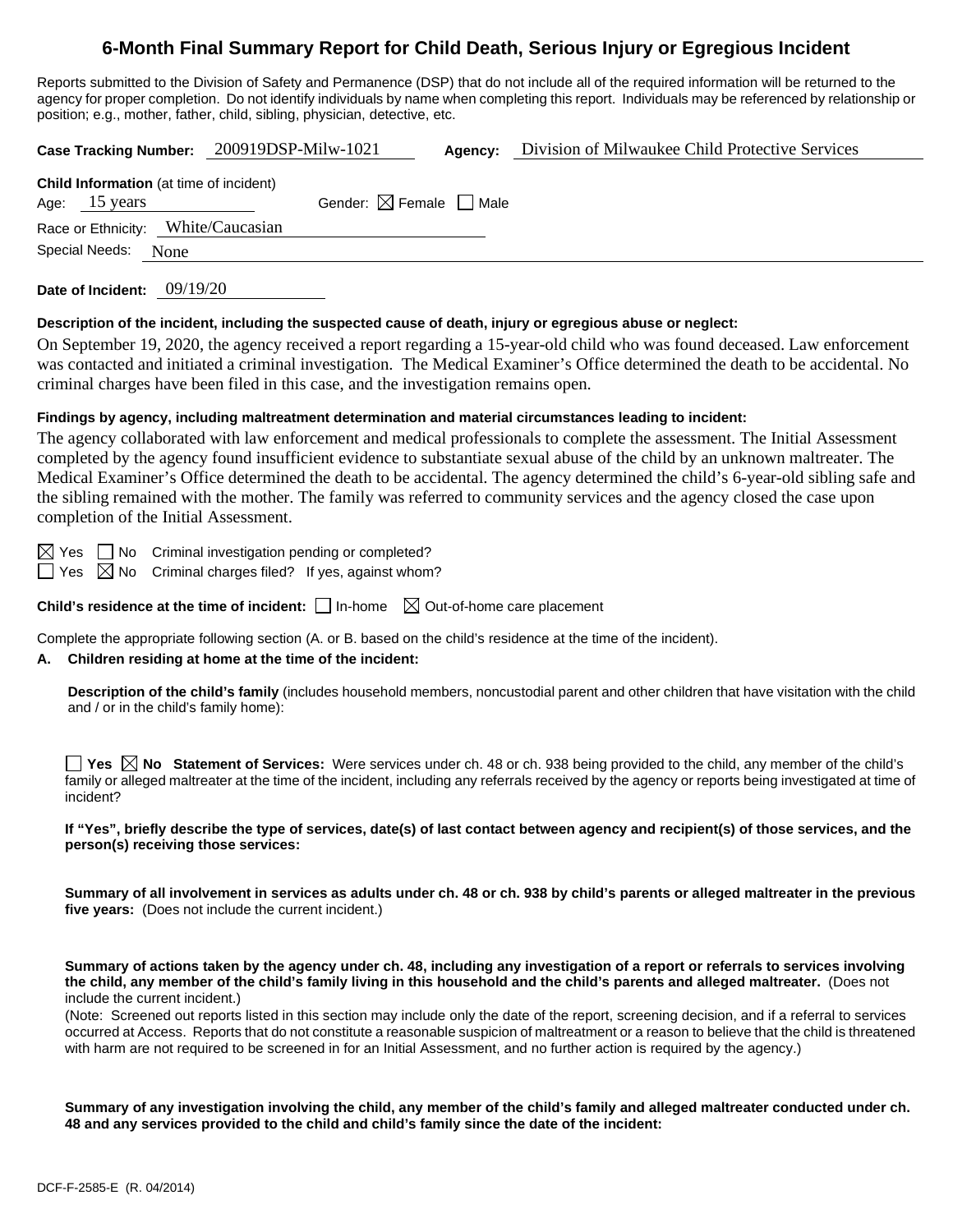# 6-Month Final Summary Report for Child Death, Serious Injury or Egregious Incident

Reports submitted to the Division of Safety and Permanence (DSP) that do not include all of the required information will be returned to the agency for proper completion. Do not identify individuals by name when completing this report. Individuals may be referenced by relationship or position; e.g., mother, father, child, sibling, physician, detective, etc.

**Case Tracking Number:** 200919DSP-Milw-1021 **Agency:** Division of Milwaukee Child Protective Services

**Child Information** (at time of incident)

Age: 15 years Gender: ☒ Female ☐ Male

Race or Ethnicity: White/Caucasian

Special Needs: None

**Date of Incident:** 09/19/20

**Description of the incident, including the suspected cause of death, injury or egregious abuse or neglect:**

On September 19, 2020, the agency received a report regarding a 15-year-old child who was found deceased. Law enforcement was contacted and initiated a criminal investigation. The Medical Examiner's Office determined the death to be accidental. No criminal charges have been filed in this case, and the investigation remains open.

**Findings by agency, including maltreatment determination and material circumstances leading to incident:**

The agency collaborated with law enforcement and medical professionals to complete the assessment. The Initial Assessment completed by the agency found insufficient evidence to substantiate sexual abuse of the child by an unknown maltreater. The Medical Examiner's Office determined the death to be accidental. The agency determined the child's 6-year-old sibling safe and the sibling remained with the mother. The family was referred to community services and the agency closed the case upon completion of the Initial Assessment.

☒ Yes ☐ No Criminal investigation pending or completed?

☐ Yes ☒ No Criminal charges filed? If yes, against whom?

**Child's residence at the time of incident:** ☐ In-home ☒ Out-of-home care placement

Complete the appropriate following section (A. or B. based on the child's residence at the time of the incident).

**A. Children residing at home at the time of the incident:**

**Description of the child's family** (includes household members, noncustodial parent and other children that have visitation with the child and / or in the child's family home):

☐ **Yes** ☒ **No Statement of Services:** Were services under ch. 48 or ch. 938 being provided to the child, any member of the child's family or alleged maltreater at the time of the incident, including any referrals received by the agency or reports being investigated at time of incident?

**If "Yes", briefly describe the type of services, date(s) of last contact between agency and recipient(s) of those services, and the person(s) receiving those services:**

**Summary of all involvement in services as adults under ch. 48 or ch. 938 by child's parents or alleged maltreater in the previous five years:** (Does not include the current incident.)

**Summary of actions taken by the agency under ch. 48, including any investigation of a report or referrals to services involving the child, any member of the child's family living in this household and the child's parents and alleged maltreater.** (Does not include the current incident.)

(Note: Screened out reports listed in this section may include only the date of the report, screening decision, and if a referral to services occurred at Access. Reports that do not constitute a reasonable suspicion of maltreatment or a reason to believe that the child is threatened with harm are not required to be screened in for an Initial Assessment, and no further action is required by the agency.)

**Summary of any investigation involving the child, any member of the child's family and alleged maltreater conducted under ch. 48 and any services provided to the child and child's family since the date of the incident:**

DCF-F-2585-E (R. 04/2014)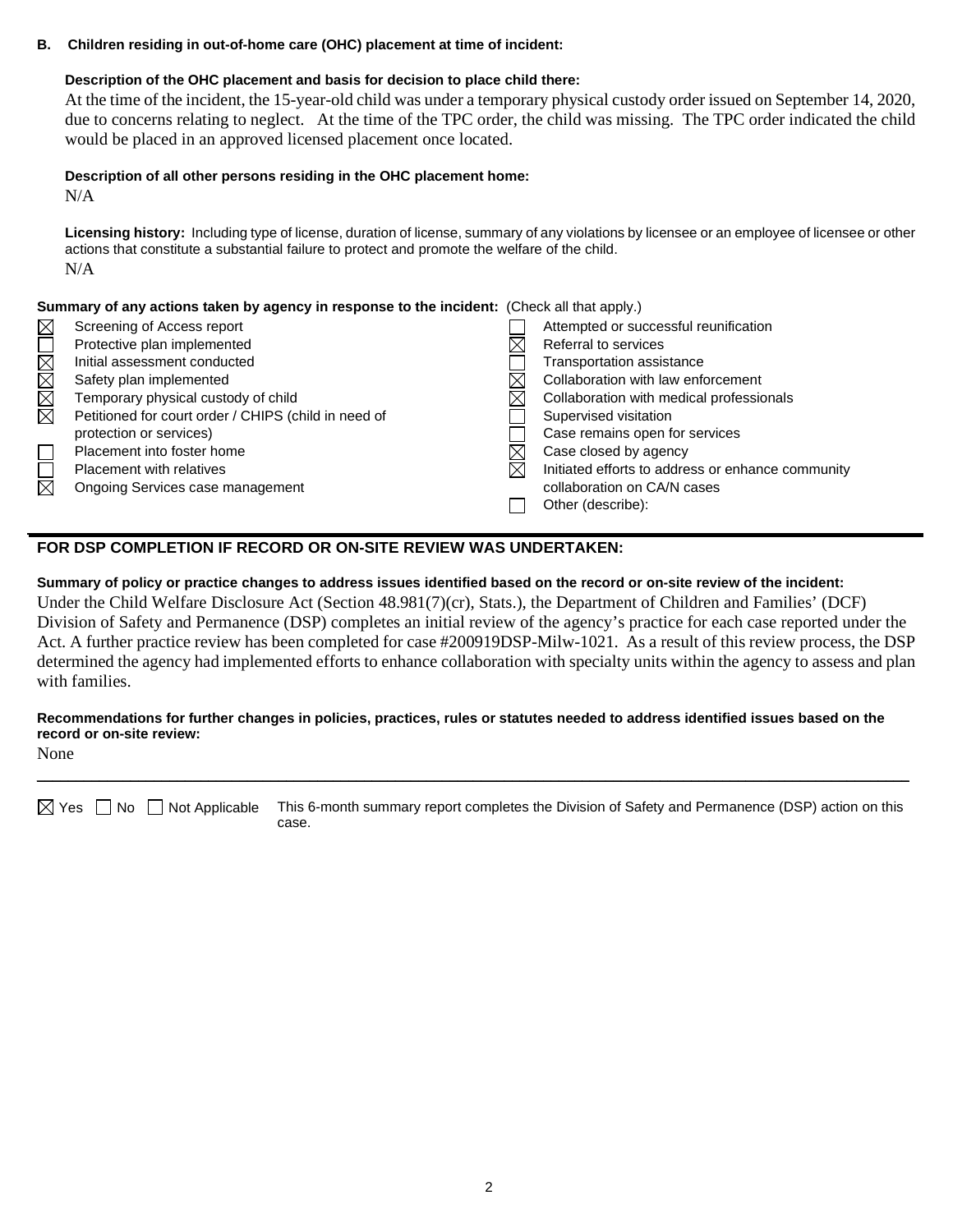**B. Children residing in out-of-home care (OHC) placement at time of incident:**

**Description of the OHC placement and basis for decision to place child there:**

At the time of the incident, the 15-year-old child was under a temporary physical custody order issued on September 14, 2020, due to concerns relating to neglect. At the time of the TPC order, the child was missing. The TPC order indicated the child would be placed in an approved licensed placement once located.

**Description of all other persons residing in the OHC placement home:**

N/A

**Licensing history:** Including type of license, duration of license, summary of any violations by licensee or an employee of licensee or other actions that constitute a substantial failure to protect and promote the welfare of the child.

N/A

**Summary of any actions taken by agency in response to the incident:** (Check all that apply.)

- ☒ Screening of Access report
- ☐ Protective plan implemented
- ☒ Initial assessment conducted
- ☒ Safety plan implemented
- ☒ Temporary physical custody of child
- ☒ Petitioned for court order / CHIPS (child in need of protection or services)
- ☐ Placement into foster home
- ☐ Placement with relatives
- ☒ Ongoing Services case management
- ☐ Attempted or successful reunification
- ☒ Referral to services
- ☐ Transportation assistance
- ☒ Collaboration with law enforcement
- ☒ Collaboration with medical professionals
- ☐ Supervised visitation
- ☐ Case remains open for services
- ☒ Case closed by agency
- ☒ Initiated efforts to address or enhance community collaboration on CA/N cases
- ☐ Other (describe):

## FOR DSP COMPLETION IF RECORD OR ON-SITE REVIEW WAS UNDERTAKEN:

**Summary of policy or practice changes to address issues identified based on the record or on-site review of the incident:**

Under the Child Welfare Disclosure Act (Section 48.981(7)(cr), Stats.), the Department of Children and Families' (DCF) Division of Safety and Permanence (DSP) completes an initial review of the agency's practice for each case reported under the Act. A further practice review has been completed for case #200919DSP-Milw-1021. As a result of this review process, the DSP determined the agency had implemented efforts to enhance collaboration with specialty units within the agency to assess and plan with families.

**Recommendations for further changes in policies, practices, rules or statutes needed to address identified issues based on the record or on-site review:**

None

☒ Yes ☐ No ☐ Not Applicable This 6-month summary report completes the Division of Safety and Permanence (DSP) action on this case.